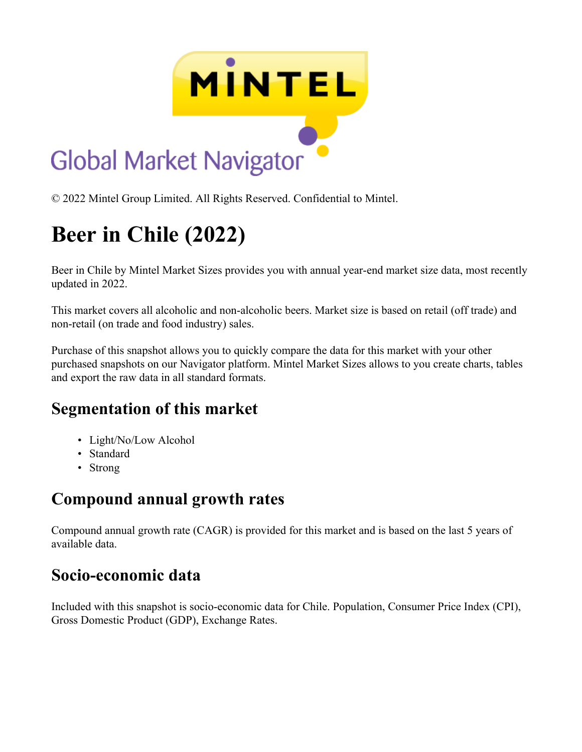© 2022 Mintel Group Limited. All Rights Reserved. Confidential to Mintel.

# Beer in Chile (2022)

Beer in Chile by Mintel Market Sizes provides you with annual year-end market size data, most recently updated in 2022.

This market covers all alcoholic and non-alcoholic beers. Market size is based on retail (off trade) and non-retail (on trade and food industry) sales.

Purchase of this snapshot allows you to quickly compare the data for this market with your other purchased snapshots on our Navigator platform. Mintel Market Sizes allows to you create charts, tables and export the raw data in all standard formats.

## Segmentation of this market

- Light/No/Low Alcohol
- Standard
- Strong

## Compound annual growth rates

Compound annual growth rate (CAGR) is provided for this market and is based on the last 5 years of available data.

## Socio-economic data

Included with this snapshot is socio-economic data for Chile. Population, Consumer Price Index (CPI), Gross Domestic Product (GDP), Exchange Rates.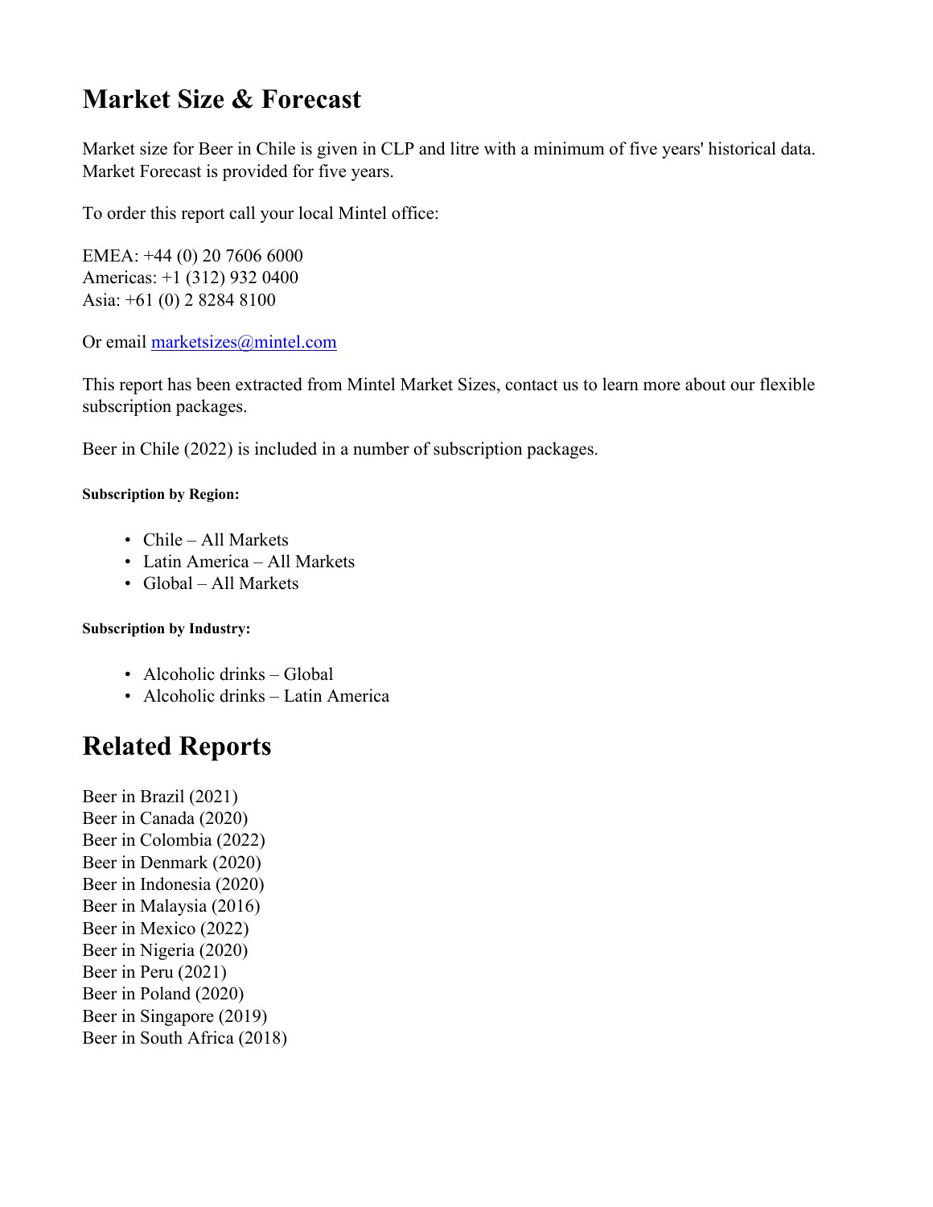## Market Size & Forecast

Market size for Beer in Chile is given in CLP and litre with a minimum of five years' historical data. Market Forecast is provided for five years.

To order this report call your local Mintel office:

EMEA: +44 (0) 20 7606 6000
Americas: +1 (312) 932 0400
Asia: +61 (0) 2 8284 8100

Or email [marketsizes@mintel.com](mailto:marketsizes@mintel.com)

This report has been extracted from Mintel Market Sizes, contact us to learn more about our flexible subscription packages.

Beer in Chile (2022) is included in a number of subscription packages.

**Subscription by Region:**

- Chile – All Markets
- Latin America – All Markets
- Global – All Markets

**Subscription by Industry:**

- Alcoholic drinks – Global
- Alcoholic drinks – Latin America

## Related Reports

Beer in Brazil (2021)
Beer in Canada (2020)
Beer in Colombia (2022)
Beer in Denmark (2020)
Beer in Indonesia (2020)
Beer in Malaysia (2016)
Beer in Mexico (2022)
Beer in Nigeria (2020)
Beer in Peru (2021)
Beer in Poland (2020)
Beer in Singapore (2019)
Beer in South Africa (2018)